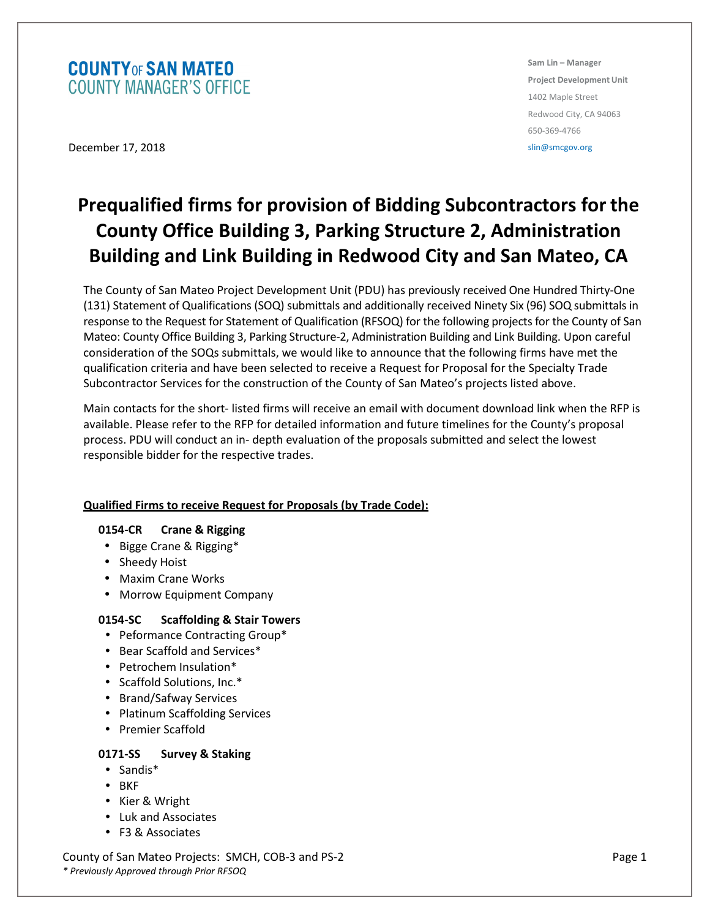**COUNTY OF SAN MATEO**
**COUNTY MANAGER'S OFFICE**

**Sam Lin – Manager**
**Project Development Unit**
1402 Maple Street
Redwood City, CA 94063
650-369-4766
slin@smcgov.org

December 17, 2018

# Prequalified firms for provision of Bidding Subcontractors for the County Office Building 3, Parking Structure 2, Administration Building and Link Building in Redwood City and San Mateo, CA

The County of San Mateo Project Development Unit (PDU) has previously received One Hundred Thirty-One (131) Statement of Qualifications (SOQ) submittals and additionally received Ninety Six (96) SOQ submittals in response to the Request for Statement of Qualification (RFSOQ) for the following projects for the County of San Mateo: County Office Building 3, Parking Structure-2, Administration Building and Link Building. Upon careful consideration of the SOQs submittals, we would like to announce that the following firms have met the qualification criteria and have been selected to receive a Request for Proposal for the Specialty Trade Subcontractor Services for the construction of the County of San Mateo's projects listed above.

Main contacts for the short- listed firms will receive an email with document download link when the RFP is available. Please refer to the RFP for detailed information and future timelines for the County's proposal process. PDU will conduct an in- depth evaluation of the proposals submitted and select the lowest responsible bidder for the respective trades.

**Qualified Firms to receive Request for Proposals (by Trade Code):**

**0154-CR Crane & Rigging**

- Bigge Crane & Rigging*
- Sheedy Hoist
- Maxim Crane Works
- Morrow Equipment Company

**0154-SC Scaffolding & Stair Towers**

- Peformance Contracting Group*
- Bear Scaffold and Services*
- Petrochem Insulation*
- Scaffold Solutions, Inc.*
- Brand/Safway Services
- Platinum Scaffolding Services
- Premier Scaffold

**0171-SS Survey & Staking**

- Sandis*
- BKF
- Kier & Wright
- Luk and Associates
- F3 & Associates

*\* Previously Approved through Prior RFSOQ*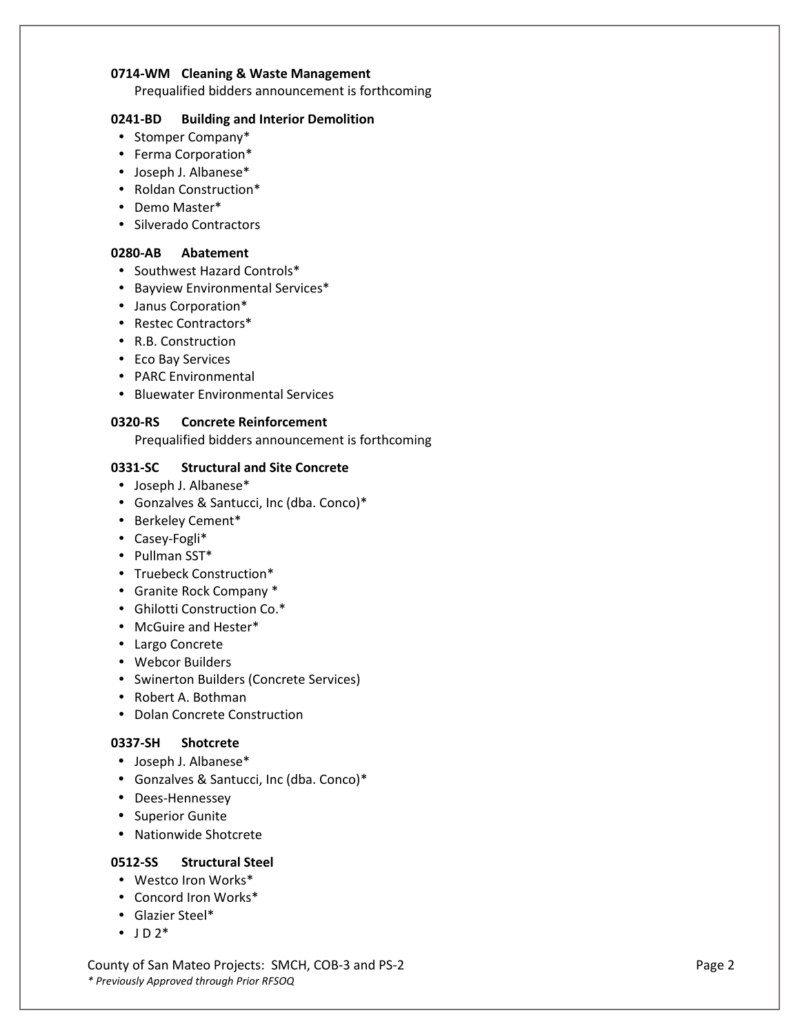**0714-WM Cleaning & Waste Management**

Prequalified bidders announcement is forthcoming

**0241-BD Building and Interior Demolition**

- Stomper Company*
- Ferma Corporation*
- Joseph J. Albanese*
- Roldan Construction*
- Demo Master*
- Silverado Contractors

**0280-AB Abatement**

- Southwest Hazard Controls*
- Bayview Environmental Services*
- Janus Corporation*
- Restec Contractors*
- R.B. Construction
- Eco Bay Services
- PARC Environmental
- Bluewater Environmental Services

**0320-RS Concrete Reinforcement**

Prequalified bidders announcement is forthcoming

**0331-SC Structural and Site Concrete**

- Joseph J. Albanese*
- Gonzalves & Santucci, Inc (dba. Conco)*
- Berkeley Cement*
- Casey-Fogli*
- Pullman SST*
- Truebeck Construction*
- Granite Rock Company *
- Ghilotti Construction Co.*
- McGuire and Hester*
- Largo Concrete
- Webcor Builders
- Swinerton Builders (Concrete Services)
- Robert A. Bothman
- Dolan Concrete Construction

**0337-SH Shotcrete**

- Joseph J. Albanese*
- Gonzalves & Santucci, Inc (dba. Conco)*
- Dees-Hennessey
- Superior Gunite
- Nationwide Shotcrete

**0512-SS Structural Steel**

- Westco Iron Works*
- Concord Iron Works*
- Glazier Steel*
- J D 2*

*\* Previously Approved through Prior RFSOQ*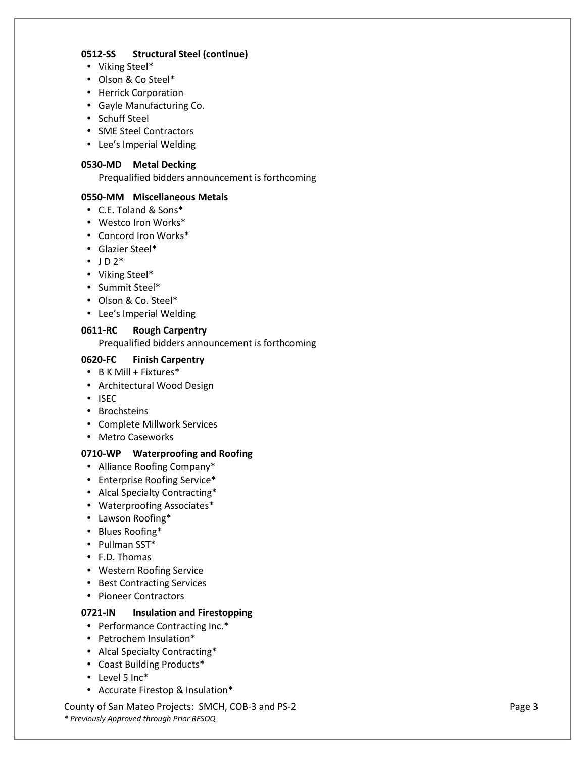**0512-SS Structural Steel (continue)**

- Viking Steel*
- Olson & Co Steel*
- Herrick Corporation
- Gayle Manufacturing Co.
- Schuff Steel
- SME Steel Contractors
- Lee's Imperial Welding

**0530-MD Metal Decking**

Prequalified bidders announcement is forthcoming

**0550-MM Miscellaneous Metals**

- C.E. Toland & Sons*
- Westco Iron Works*
- Concord Iron Works*
- Glazier Steel*
- J D 2*
- Viking Steel*
- Summit Steel*
- Olson & Co. Steel*
- Lee's Imperial Welding

**0611-RC Rough Carpentry**

Prequalified bidders announcement is forthcoming

**0620-FC Finish Carpentry**

- B K Mill + Fixtures*
- Architectural Wood Design
- ISEC
- Brochsteins
- Complete Millwork Services
- Metro Caseworks

**0710-WP Waterproofing and Roofing**

- Alliance Roofing Company*
- Enterprise Roofing Service*
- Alcal Specialty Contracting*
- Waterproofing Associates*
- Lawson Roofing*
- Blues Roofing*
- Pullman SST*
- F.D. Thomas
- Western Roofing Service
- Best Contracting Services
- Pioneer Contractors

**0721-IN Insulation and Firestopping**

- Performance Contracting Inc.*
- Petrochem Insulation*
- Alcal Specialty Contracting*
- Coast Building Products*
- Level 5 Inc*
- Accurate Firestop & Insulation*

*\* Previously Approved through Prior RFSOQ*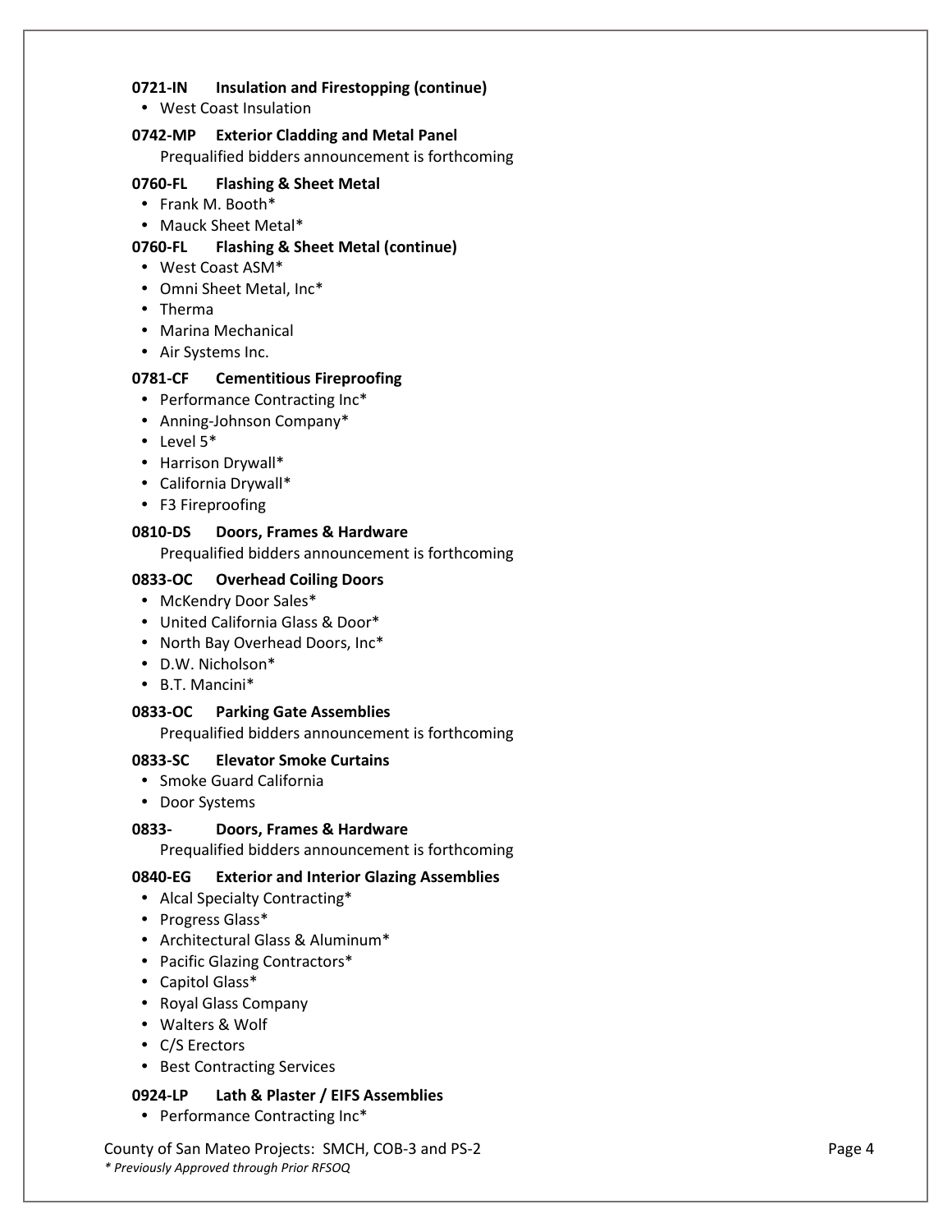**0721-IN Insulation and Firestopping (continue)**

- West Coast Insulation

**0742-MP Exterior Cladding and Metal Panel**

Prequalified bidders announcement is forthcoming

**0760-FL Flashing & Sheet Metal**

- Frank M. Booth*
- Mauck Sheet Metal*

**0760-FL Flashing & Sheet Metal (continue)**

- West Coast ASM*
- Omni Sheet Metal, Inc*
- Therma
- Marina Mechanical
- Air Systems Inc.

**0781-CF Cementitious Fireproofing**

- Performance Contracting Inc*
- Anning-Johnson Company*
- Level 5*
- Harrison Drywall*
- California Drywall*
- F3 Fireproofing

**0810-DS Doors, Frames & Hardware**

Prequalified bidders announcement is forthcoming

**0833-OC Overhead Coiling Doors**

- McKendry Door Sales*
- United California Glass & Door*
- North Bay Overhead Doors, Inc*
- D.W. Nicholson*
- B.T. Mancini*

**0833-OC Parking Gate Assemblies**

Prequalified bidders announcement is forthcoming

**0833-SC Elevator Smoke Curtains**

- Smoke Guard California
- Door Systems

**0833- Doors, Frames & Hardware**

Prequalified bidders announcement is forthcoming

**0840-EG Exterior and Interior Glazing Assemblies**

- Alcal Specialty Contracting*
- Progress Glass*
- Architectural Glass & Aluminum*
- Pacific Glazing Contractors*
- Capitol Glass*
- Royal Glass Company
- Walters & Wolf
- C/S Erectors
- Best Contracting Services

**0924-LP Lath & Plaster / EIFS Assemblies**

- Performance Contracting Inc*

*\* Previously Approved through Prior RFSOQ*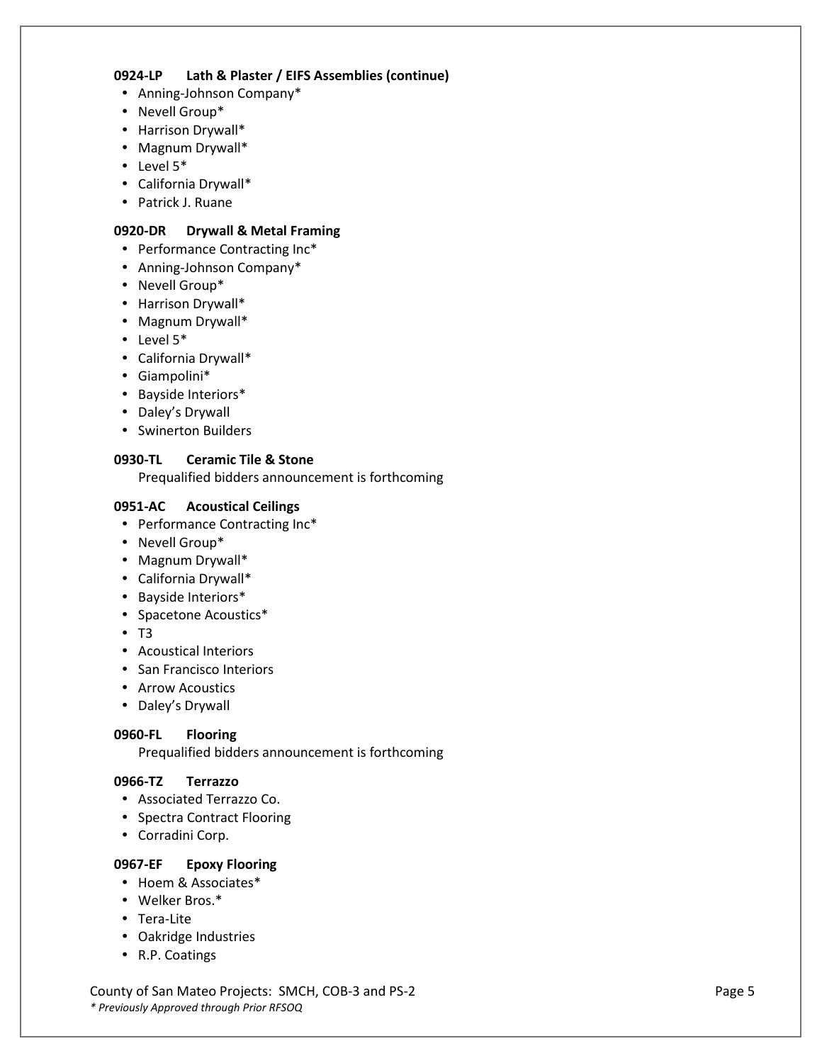**0924-LP Lath & Plaster / EIFS Assemblies (continue)**

- Anning-Johnson Company*
- Nevell Group*
- Harrison Drywall*
- Magnum Drywall*
- Level 5*
- California Drywall*
- Patrick J. Ruane

**0920-DR Drywall & Metal Framing**

- Performance Contracting Inc*
- Anning-Johnson Company*
- Nevell Group*
- Harrison Drywall*
- Magnum Drywall*
- Level 5*
- California Drywall*
- Giampolini*
- Bayside Interiors*
- Daley's Drywall
- Swinerton Builders

**0930-TL Ceramic Tile & Stone**

Prequalified bidders announcement is forthcoming

**0951-AC Acoustical Ceilings**

- Performance Contracting Inc*
- Nevell Group*
- Magnum Drywall*
- California Drywall*
- Bayside Interiors*
- Spacetone Acoustics*
- T3
- Acoustical Interiors
- San Francisco Interiors
- Arrow Acoustics
- Daley's Drywall

**0960-FL Flooring**

Prequalified bidders announcement is forthcoming

**0966-TZ Terrazzo**

- Associated Terrazzo Co.
- Spectra Contract Flooring
- Corradini Corp.

**0967-EF Epoxy Flooring**

- Hoem & Associates*
- Welker Bros.*
- Tera-Lite
- Oakridge Industries
- R.P. Coatings

*\* Previously Approved through Prior RFSOQ*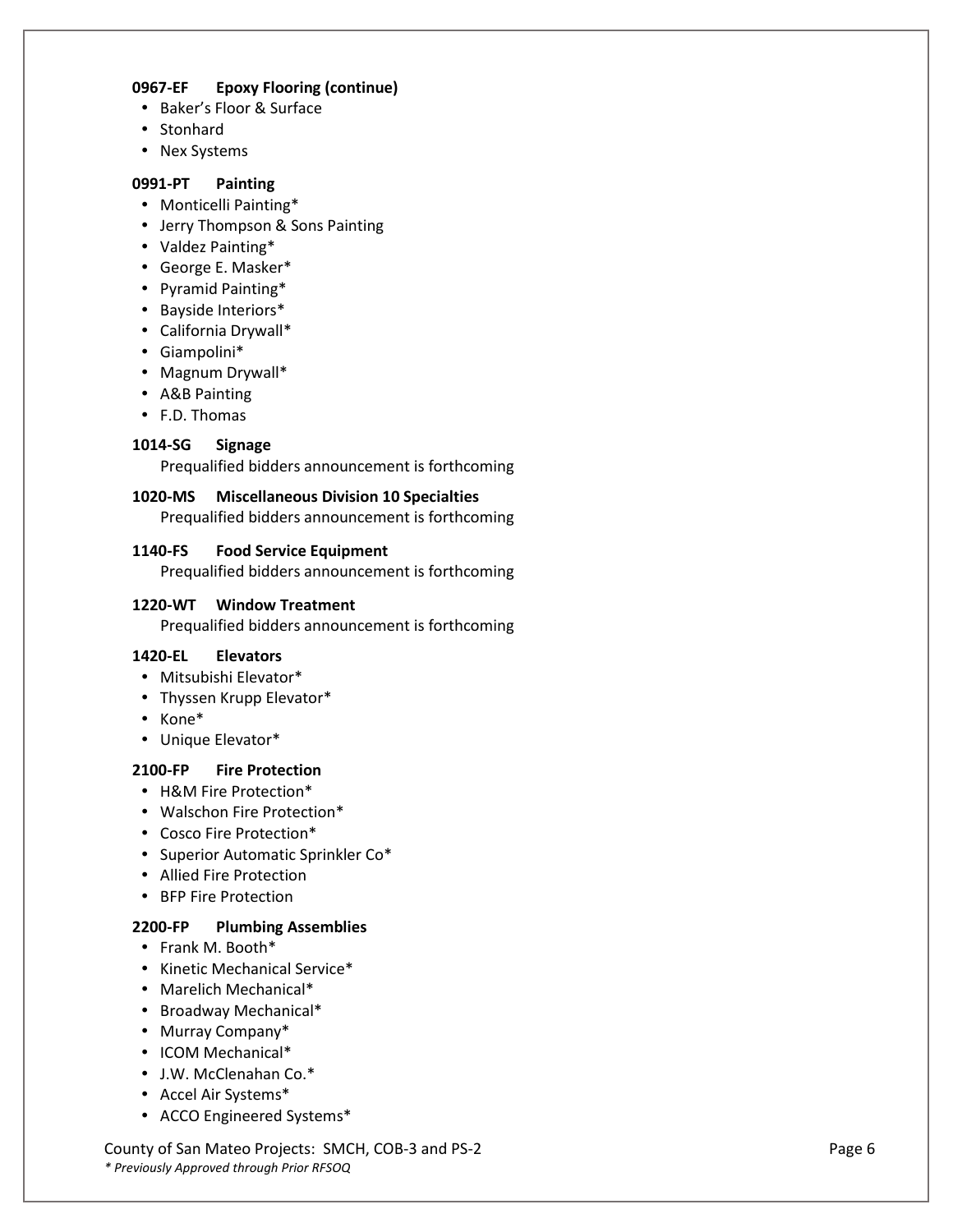**0967-EF Epoxy Flooring (continue)**

- Baker's Floor & Surface
- Stonhard
- Nex Systems

**0991-PT Painting**

- Monticelli Painting*
- Jerry Thompson & Sons Painting
- Valdez Painting*
- George E. Masker*
- Pyramid Painting*
- Bayside Interiors*
- California Drywall*
- Giampolini*
- Magnum Drywall*
- A&B Painting
- F.D. Thomas

**1014-SG Signage**

Prequalified bidders announcement is forthcoming

**1020-MS Miscellaneous Division 10 Specialties**

Prequalified bidders announcement is forthcoming

**1140-FS Food Service Equipment**

Prequalified bidders announcement is forthcoming

**1220-WT Window Treatment**

Prequalified bidders announcement is forthcoming

**1420-EL Elevators**

- Mitsubishi Elevator*
- Thyssen Krupp Elevator*
- Kone*
- Unique Elevator*

**2100-FP Fire Protection**

- H&M Fire Protection*
- Walschon Fire Protection*
- Cosco Fire Protection*
- Superior Automatic Sprinkler Co*
- Allied Fire Protection
- BFP Fire Protection

**2200-FP Plumbing Assemblies**

- Frank M. Booth*
- Kinetic Mechanical Service*
- Marelich Mechanical*
- Broadway Mechanical*
- Murray Company*
- ICOM Mechanical*
- J.W. McClenahan Co.*
- Accel Air Systems*
- ACCO Engineered Systems*

*\* Previously Approved through Prior RFSOQ*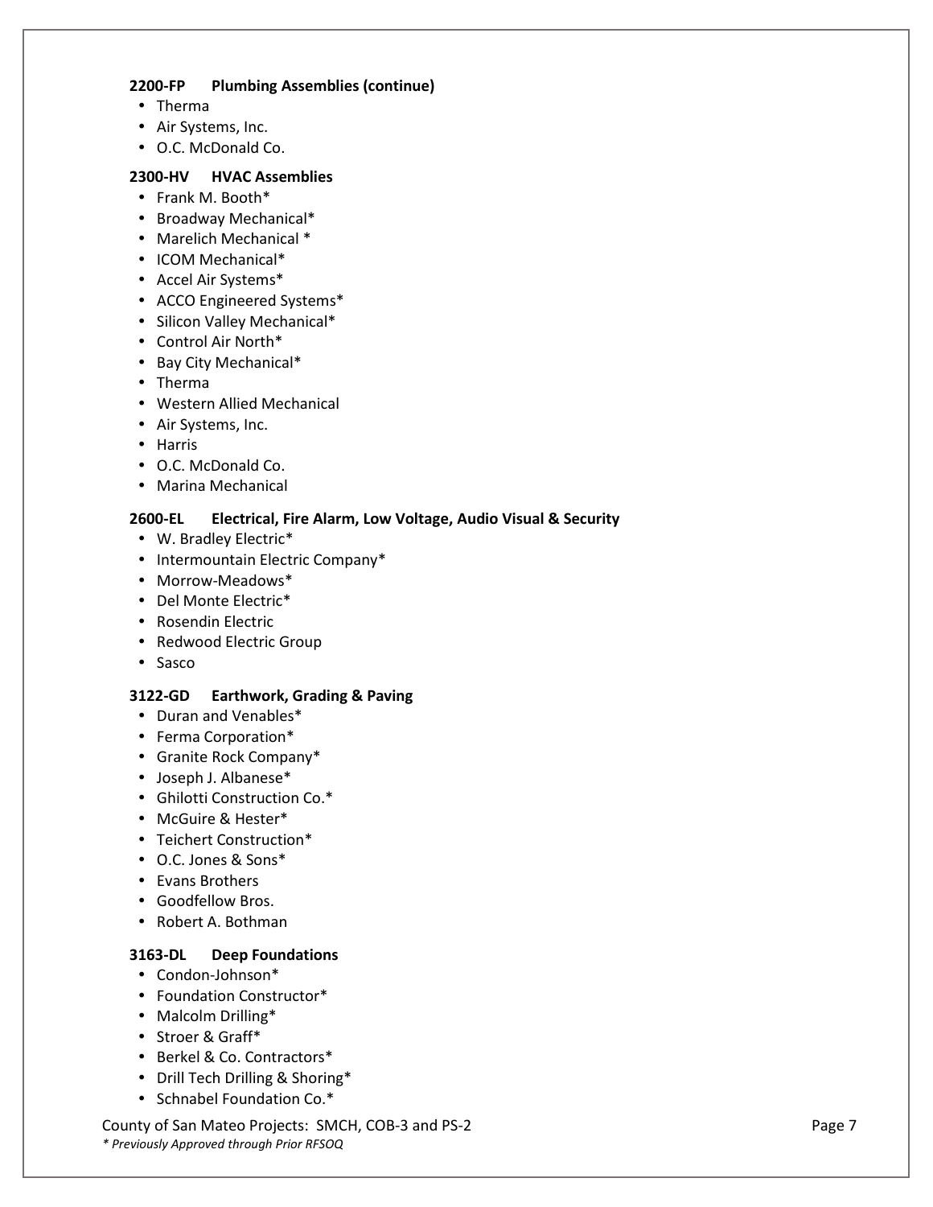**2200-FP Plumbing Assemblies (continue)**

- Therma
- Air Systems, Inc.
- O.C. McDonald Co.

**2300-HV HVAC Assemblies**

- Frank M. Booth*
- Broadway Mechanical*
- Marelich Mechanical *
- ICOM Mechanical*
- Accel Air Systems*
- ACCO Engineered Systems*
- Silicon Valley Mechanical*
- Control Air North*
- Bay City Mechanical*
- Therma
- Western Allied Mechanical
- Air Systems, Inc.
- Harris
- O.C. McDonald Co.
- Marina Mechanical

**2600-EL Electrical, Fire Alarm, Low Voltage, Audio Visual & Security**

- W. Bradley Electric*
- Intermountain Electric Company*
- Morrow-Meadows*
- Del Monte Electric*
- Rosendin Electric
- Redwood Electric Group
- Sasco

**3122-GD Earthwork, Grading & Paving**

- Duran and Venables*
- Ferma Corporation*
- Granite Rock Company*
- Joseph J. Albanese*
- Ghilotti Construction Co.*
- McGuire & Hester*
- Teichert Construction*
- O.C. Jones & Sons*
- Evans Brothers
- Goodfellow Bros.
- Robert A. Bothman

**3163-DL Deep Foundations**

- Condon-Johnson*
- Foundation Constructor*
- Malcolm Drilling*
- Stroer & Graff*
- Berkel & Co. Contractors*
- Drill Tech Drilling & Shoring*
- Schnabel Foundation Co.*

*\* Previously Approved through Prior RFSOQ*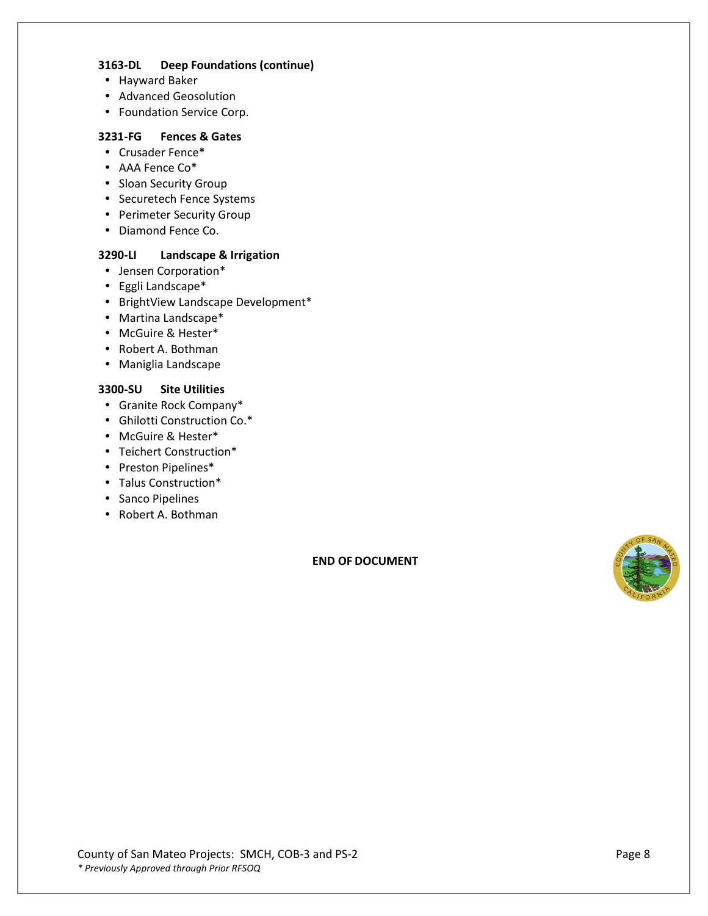**3163-DL Deep Foundations (continue)**

- Hayward Baker
- Advanced Geosolution
- Foundation Service Corp.

**3231-FG Fences & Gates**

- Crusader Fence*
- AAA Fence Co*
- Sloan Security Group
- Securetech Fence Systems
- Perimeter Security Group
- Diamond Fence Co.

**3290-LI Landscape & Irrigation**

- Jensen Corporation*
- Eggli Landscape*
- BrightView Landscape Development*
- Martina Landscape*
- McGuire & Hester*
- Robert A. Bothman
- Maniglia Landscape

**3300-SU Site Utilities**

- Granite Rock Company*
- Ghilotti Construction Co.*
- McGuire & Hester*
- Teichert Construction*
- Preston Pipelines*
- Talus Construction*
- Sanco Pipelines
- Robert A. Bothman

**END OF DOCUMENT**

*\* Previously Approved through Prior RFSOQ*